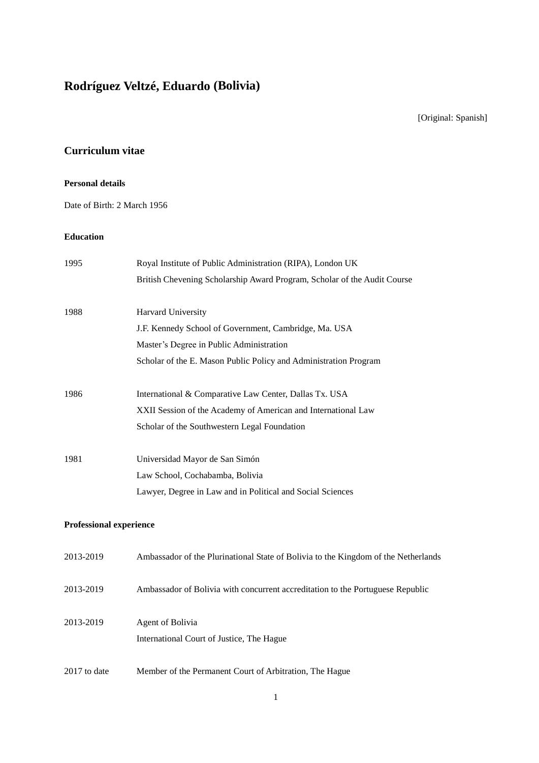# Rodríguez Veltzé, Eduardo (Bolivia)

[Original: Spanish]

## Curriculum vitae

### Personal details

Date of Birth: 2 March 1956

### Education

| | |
|---|---|
| 1995 | Royal Institute of Public Administration (RIPA), London UK<br>British Chevening Scholarship Award Program, Scholar of the Audit Course |
| 1988 | Harvard University<br>J.F. Kennedy School of Government, Cambridge, Ma. USA<br>Master's Degree in Public Administration<br>Scholar of the E. Mason Public Policy and Administration Program |
| 1986 | International & Comparative Law Center, Dallas Tx. USA<br>XXII Session of the Academy of American and International Law<br>Scholar of the Southwestern Legal Foundation |
| 1981 | Universidad Mayor de San Simón<br>Law School, Cochabamba, Bolivia<br>Lawyer, Degree in Law and in Political and Social Sciences |

### Professional experience

| | |
|---|---|
| 2013-2019 | Ambassador of the Plurinational State of Bolivia to the Kingdom of the Netherlands |
| 2013-2019 | Ambassador of Bolivia with concurrent accreditation to the Portuguese Republic |
| 2013-2019 | Agent of Bolivia<br>International Court of Justice, The Hague |
| 2017 to date | Member of the Permanent Court of Arbitration, The Hague |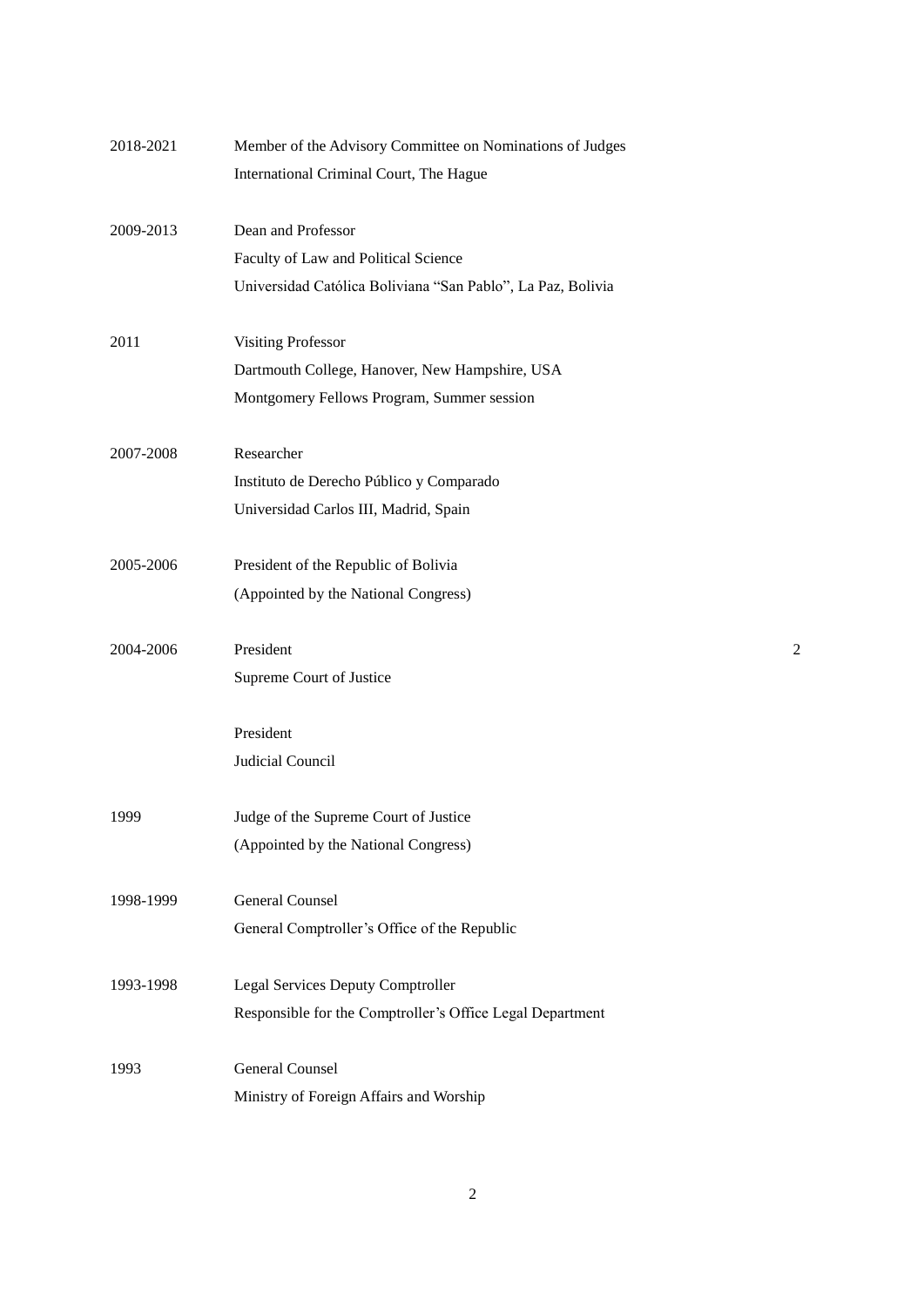| | |
|---|---|
| 2018-2021 | Member of the Advisory Committee on Nominations of Judges<br>International Criminal Court, The Hague |
| 2009-2013 | Dean and Professor<br>Faculty of Law and Political Science<br>Universidad Católica Boliviana "San Pablo", La Paz, Bolivia |
| 2011 | Visiting Professor<br>Dartmouth College, Hanover, New Hampshire, USA<br>Montgomery Fellows Program, Summer session |
| 2007-2008 | Researcher<br>Instituto de Derecho Público y Comparado<br>Universidad Carlos III, Madrid, Spain |
| 2005-2006 | President of the Republic of Bolivia<br>(Appointed by the National Congress) |
| 2004-2006 | President<br>Supreme Court of Justice<br><br>President<br>Judicial Council |
| 1999 | Judge of the Supreme Court of Justice<br>(Appointed by the National Congress) |
| 1998-1999 | General Counsel<br>General Comptroller's Office of the Republic |
| 1993-1998 | Legal Services Deputy Comptroller<br>Responsible for the Comptroller's Office Legal Department |
| 1993 | General Counsel<br>Ministry of Foreign Affairs and Worship |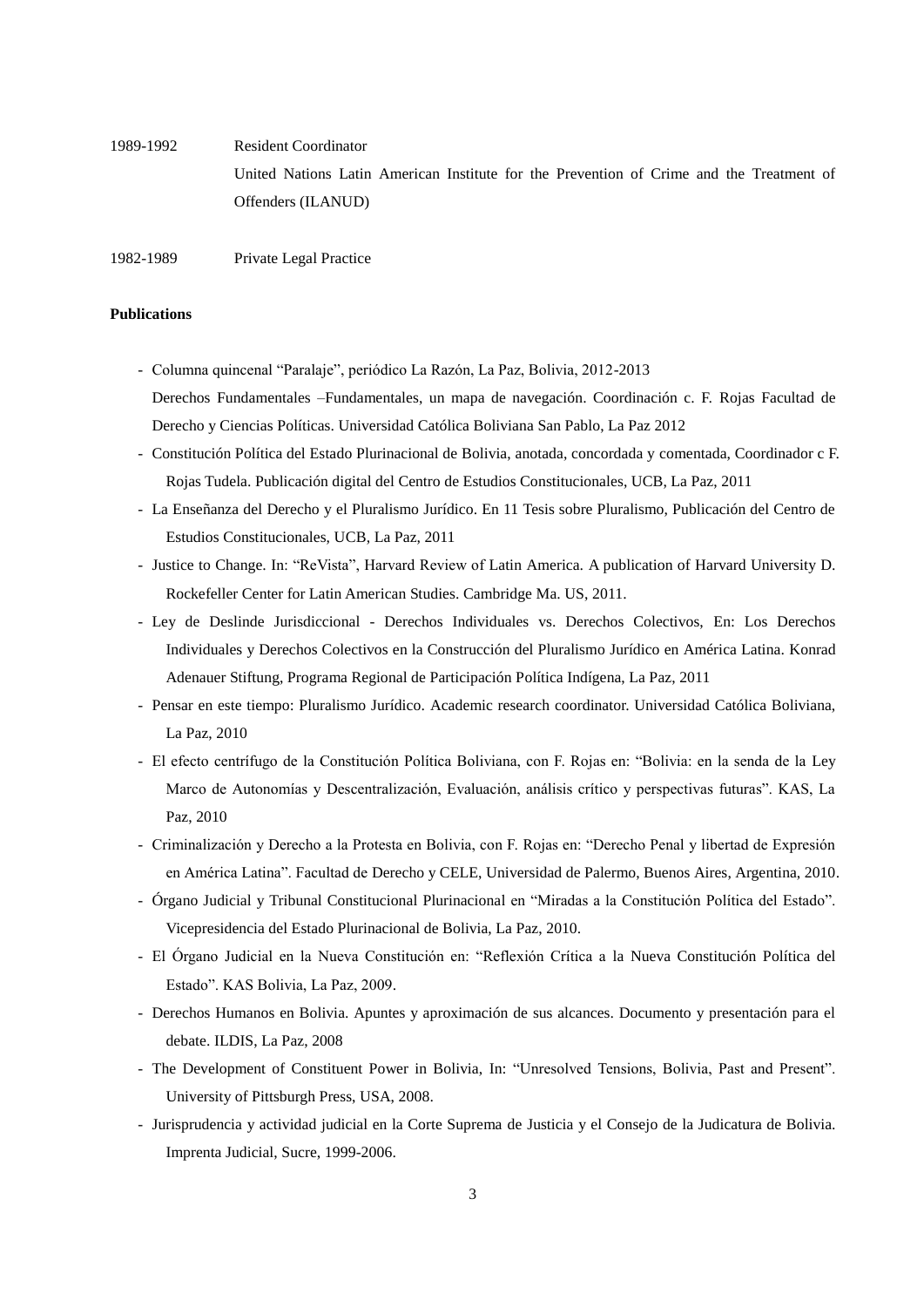1989-1992 Resident Coordinator

United Nations Latin American Institute for the Prevention of Crime and the Treatment of Offenders (ILANUD)

1982-1989 Private Legal Practice

**Publications**

- Columna quincenal "Paralaje", periódico La Razón, La Paz, Bolivia, 2012-2013
  Derechos Fundamentales –Fundamentales, un mapa de navegación. Coordinación c. F. Rojas Facultad de Derecho y Ciencias Políticas. Universidad Católica Boliviana San Pablo, La Paz 2012
- Constitución Política del Estado Plurinacional de Bolivia, anotada, concordada y comentada, Coordinador c F. Rojas Tudela. Publicación digital del Centro de Estudios Constitucionales, UCB, La Paz, 2011
- La Enseñanza del Derecho y el Pluralismo Jurídico. En 11 Tesis sobre Pluralismo, Publicación del Centro de Estudios Constitucionales, UCB, La Paz, 2011
- Justice to Change. In: "ReVista", Harvard Review of Latin America. A publication of Harvard University D. Rockefeller Center for Latin American Studies. Cambridge Ma. US, 2011.
- Ley de Deslinde Jurisdiccional - Derechos Individuales vs. Derechos Colectivos, En: Los Derechos Individuales y Derechos Colectivos en la Construcción del Pluralismo Jurídico en América Latina. Konrad Adenauer Stiftung, Programa Regional de Participación Política Indígena, La Paz, 2011
- Pensar en este tiempo: Pluralismo Jurídico. Academic research coordinator. Universidad Católica Boliviana, La Paz, 2010
- El efecto centrífugo de la Constitución Política Boliviana, con F. Rojas en: "Bolivia: en la senda de la Ley Marco de Autonomías y Descentralización, Evaluación, análisis crítico y perspectivas futuras". KAS, La Paz, 2010
- Criminalización y Derecho a la Protesta en Bolivia, con F. Rojas en: "Derecho Penal y libertad de Expresión en América Latina". Facultad de Derecho y CELE, Universidad de Palermo, Buenos Aires, Argentina, 2010.
- Órgano Judicial y Tribunal Constitucional Plurinacional en "Miradas a la Constitución Política del Estado". Vicepresidencia del Estado Plurinacional de Bolivia, La Paz, 2010.
- El Órgano Judicial en la Nueva Constitución en: "Reflexión Crítica a la Nueva Constitución Política del Estado". KAS Bolivia, La Paz, 2009.
- Derechos Humanos en Bolivia. Apuntes y aproximación de sus alcances. Documento y presentación para el debate. ILDIS, La Paz, 2008
- The Development of Constituent Power in Bolivia, In: "Unresolved Tensions, Bolivia, Past and Present". University of Pittsburgh Press, USA, 2008.
- Jurisprudencia y actividad judicial en la Corte Suprema de Justicia y el Consejo de la Judicatura de Bolivia. Imprenta Judicial, Sucre, 1999-2006.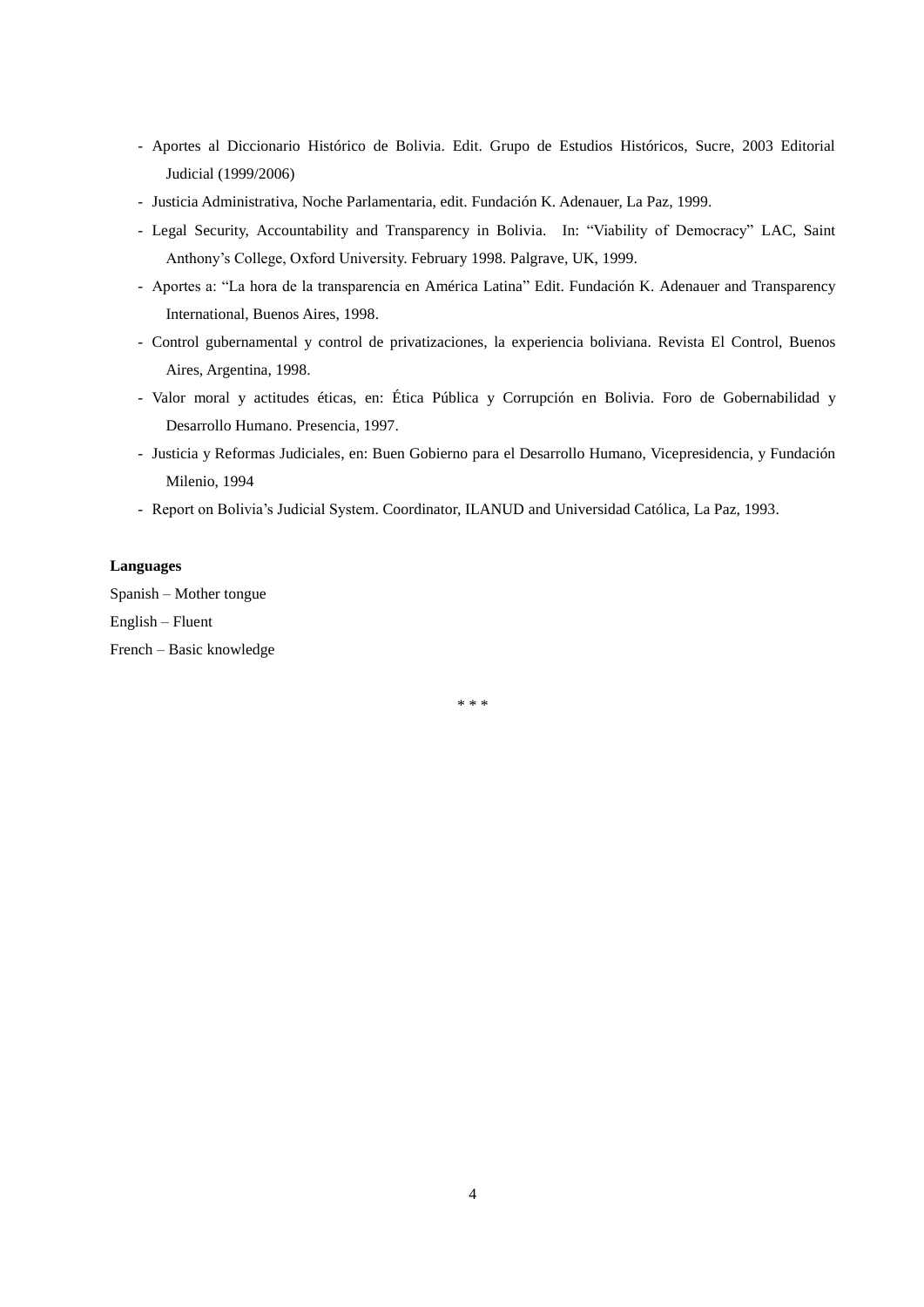- Aportes al Diccionario Histórico de Bolivia. Edit. Grupo de Estudios Históricos, Sucre, 2003 Editorial Judicial (1999/2006)
- Justicia Administrativa, Noche Parlamentaria, edit. Fundación K. Adenauer, La Paz, 1999.
- Legal Security, Accountability and Transparency in Bolivia. In: "Viability of Democracy" LAC, Saint Anthony's College, Oxford University. February 1998. Palgrave, UK, 1999.
- Aportes a: "La hora de la transparencia en América Latina" Edit. Fundación K. Adenauer and Transparency International, Buenos Aires, 1998.
- Control gubernamental y control de privatizaciones, la experiencia boliviana. Revista El Control, Buenos Aires, Argentina, 1998.
- Valor moral y actitudes éticas, en: Ética Pública y Corrupción en Bolivia. Foro de Gobernabilidad y Desarrollo Humano. Presencia, 1997.
- Justicia y Reformas Judiciales, en: Buen Gobierno para el Desarrollo Humano, Vicepresidencia, y Fundación Milenio, 1994
- Report on Bolivia's Judicial System. Coordinator, ILANUD and Universidad Católica, La Paz, 1993.

**Languages**

Spanish – Mother tongue

English – Fluent

French – Basic knowledge

\* \* \*